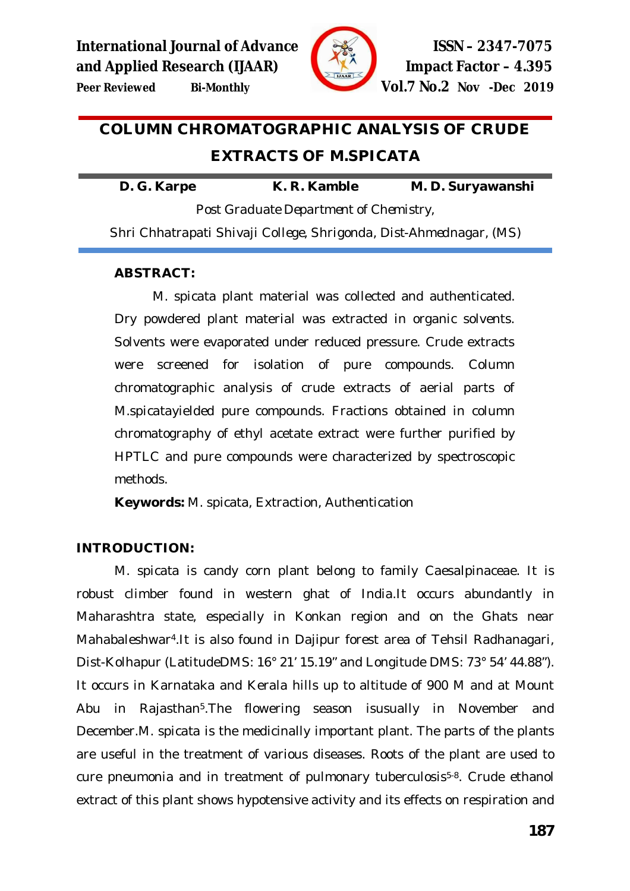# COLUMN CHROMATOGRAPHIC ANALYSIS OF CRUDE EXTRACTS OF M.SPICATA

**D. G. Karpe** **K. R. Kamble** **M. D. Suryawanshi**

Post Graduate Department of Chemistry,

Shri Chhatrapati Shivaji College, Shrigonda, Dist-Ahmednagar, (MS)

**ABSTRACT:**

M. spicata plant material was collected and authenticated. Dry powdered plant material was extracted in organic solvents. Solvents were evaporated under reduced pressure. Crude extracts were screened for isolation of pure compounds. Column chromatographic analysis of crude extracts of aerial parts of M.spicatayielded pure compounds. Fractions obtained in column chromatography of ethyl acetate extract were further purified by HPTLC and pure compounds were characterized by spectroscopic methods.

**Keywords:** M. spicata, Extraction, Authentication

**INTRODUCTION:**

M. spicata is candy corn plant belong to family Caesalpinaceae. It is robust climber found in western ghat of India.It occurs abundantly in Maharashtra state, especially in Konkan region and on the Ghats near Mahabaleshwar[4].It is also found in Dajipur forest area of Tehsil Radhanagari, Dist-Kolhapur (LatitudeDMS: 16° 21' 15.19" and Longitude DMS: 73° 54' 44.88"). It occurs in Karnataka and Kerala hills up to altitude of 900 M and at Mount Abu in Rajasthan[5].The flowering season isusually in November and December.M. spicata is the medicinally important plant. The parts of the plants are useful in the treatment of various diseases. Roots of the plant are used to cure pneumonia and in treatment of pulmonary tuberculosis[5-8]. Crude ethanol extract of this plant shows hypotensive activity and its effects on respiration and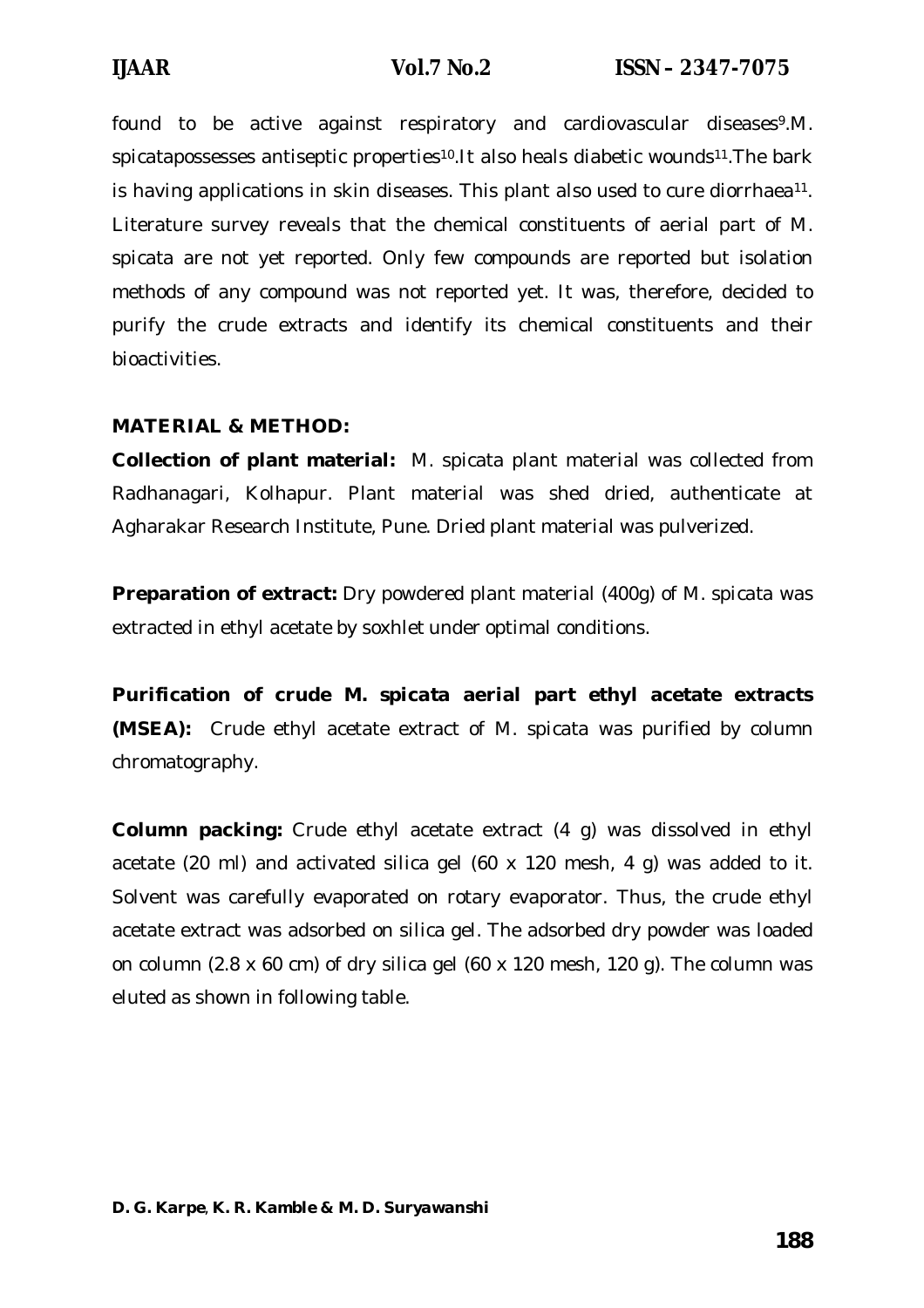found to be active against respiratory and cardiovascular diseases[9].M. spicatapossesses antiseptic properties[10].It also heals diabetic wounds[11].The bark is having applications in skin diseases. This plant also used to cure diorrhaea[11]. Literature survey reveals that the chemical constituents of aerial part of M. spicata are not yet reported. Only few compounds are reported but isolation methods of any compound was not reported yet. It was, therefore, decided to purify the crude extracts and identify its chemical constituents and their bioactivities.

## MATERIAL & METHOD:

**Collection of plant material:** M. spicata plant material was collected from Radhanagari, Kolhapur. Plant material was shed dried, authenticate at Agharakar Research Institute, Pune. Dried plant material was pulverized.

**Preparation of extract:** Dry powdered plant material (400g) of M. spicata was extracted in ethyl acetate by soxhlet under optimal conditions.

**Purification of crude M. spicata aerial part ethyl acetate extracts (MSEA):** Crude ethyl acetate extract of M. spicata was purified by column chromatography.

**Column packing:** Crude ethyl acetate extract (4 g) was dissolved in ethyl acetate (20 ml) and activated silica gel (60 x 120 mesh, 4 g) was added to it. Solvent was carefully evaporated on rotary evaporator. Thus, the crude ethyl acetate extract was adsorbed on silica gel. The adsorbed dry powder was loaded on column (2.8 x 60 cm) of dry silica gel (60 x 120 mesh, 120 g). The column was eluted as shown in following table.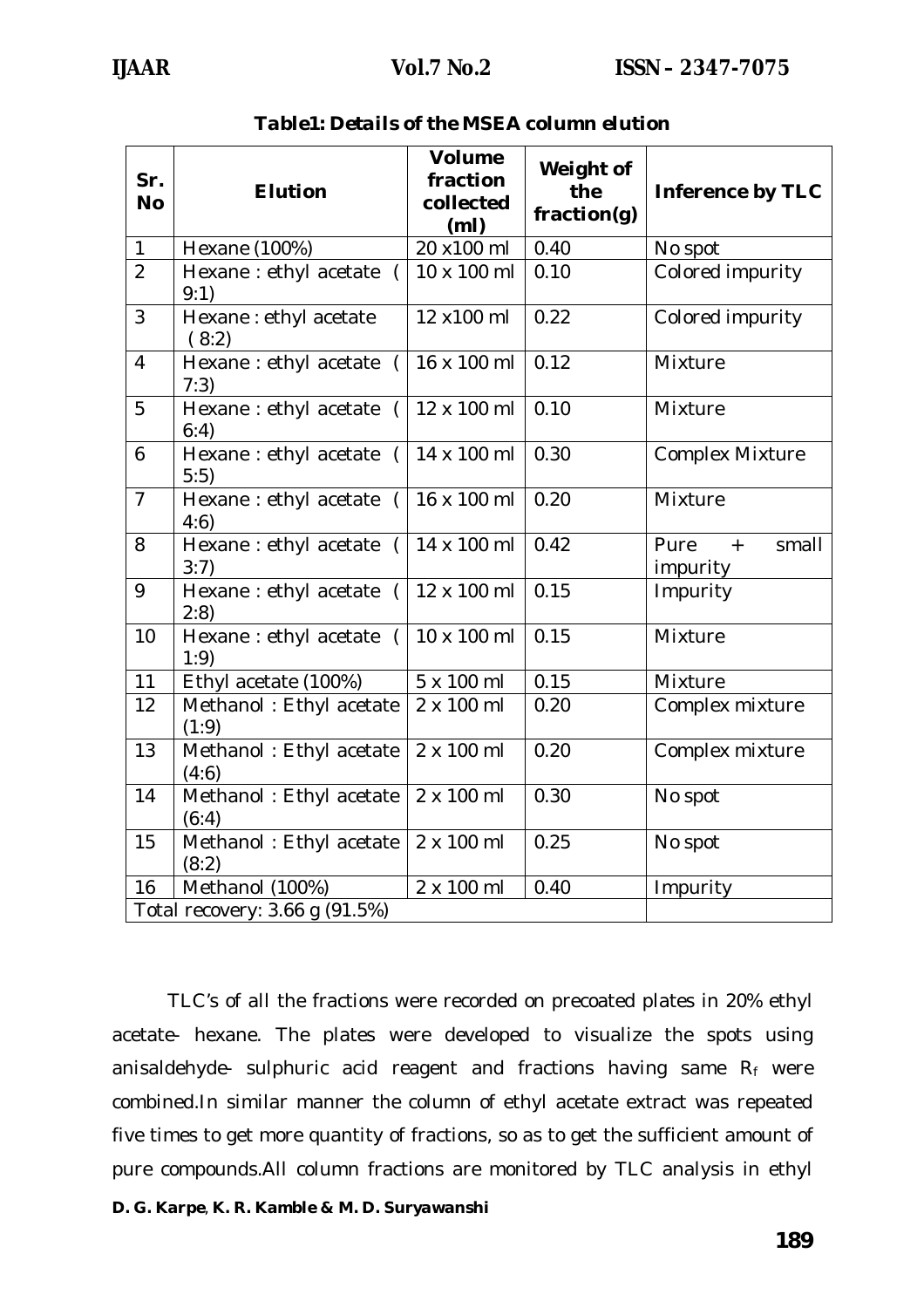**Table1: Details of the MSEA column elution**

| Sr. No | Elution | Volume fraction collected (ml) | Weight of the fraction(g) | Inference by TLC |
|---|---|---|---|---|
| 1 | Hexane (100%) | 20 x100 ml | 0.40 | No spot |
| 2 | Hexane : ethyl acetate ( 9:1) | 10 x 100 ml | 0.10 | Colored impurity |
| 3 | Hexane : ethyl acetate ( 8:2) | 12 x100 ml | 0.22 | Colored impurity |
| 4 | Hexane : ethyl acetate ( 7:3) | 16 x 100 ml | 0.12 | Mixture |
| 5 | Hexane : ethyl acetate ( 6:4) | 12 x 100 ml | 0.10 | Mixture |
| 6 | Hexane : ethyl acetate ( 5:5) | 14 x 100 ml | 0.30 | Complex Mixture |
| 7 | Hexane : ethyl acetate ( 4:6) | 16 x 100 ml | 0.20 | Mixture |
| 8 | Hexane : ethyl acetate ( 3:7) | 14 x 100 ml | 0.42 | Pure + small impurity |
| 9 | Hexane : ethyl acetate ( 2:8) | 12 x 100 ml | 0.15 | Impurity |
| 10 | Hexane : ethyl acetate ( 1:9) | 10 x 100 ml | 0.15 | Mixture |
| 11 | Ethyl acetate (100%) | 5 x 100 ml | 0.15 | Mixture |
| 12 | Methanol : Ethyl acetate (1:9) | 2 x 100 ml | 0.20 | Complex mixture |
| 13 | Methanol : Ethyl acetate (4:6) | 2 x 100 ml | 0.20 | Complex mixture |
| 14 | Methanol : Ethyl acetate (6:4) | 2 x 100 ml | 0.30 | No spot |
| 15 | Methanol : Ethyl acetate (8:2) | 2 x 100 ml | 0.25 | No spot |
| 16 | Methanol (100%) | 2 x 100 ml | 0.40 | Impurity |
| Total recovery: 3.66 g (91.5%) | | | | |

TLC's of all the fractions were recorded on precoated plates in 20% ethyl acetate- hexane. The plates were developed to visualize the spots using anisaldehyde- sulphuric acid reagent and fractions having same $R_f$ were combined.In similar manner the column of ethyl acetate extract was repeated five times to get more quantity of fractions, so as to get the sufficient amount of pure compounds.All column fractions are monitored by TLC analysis in ethyl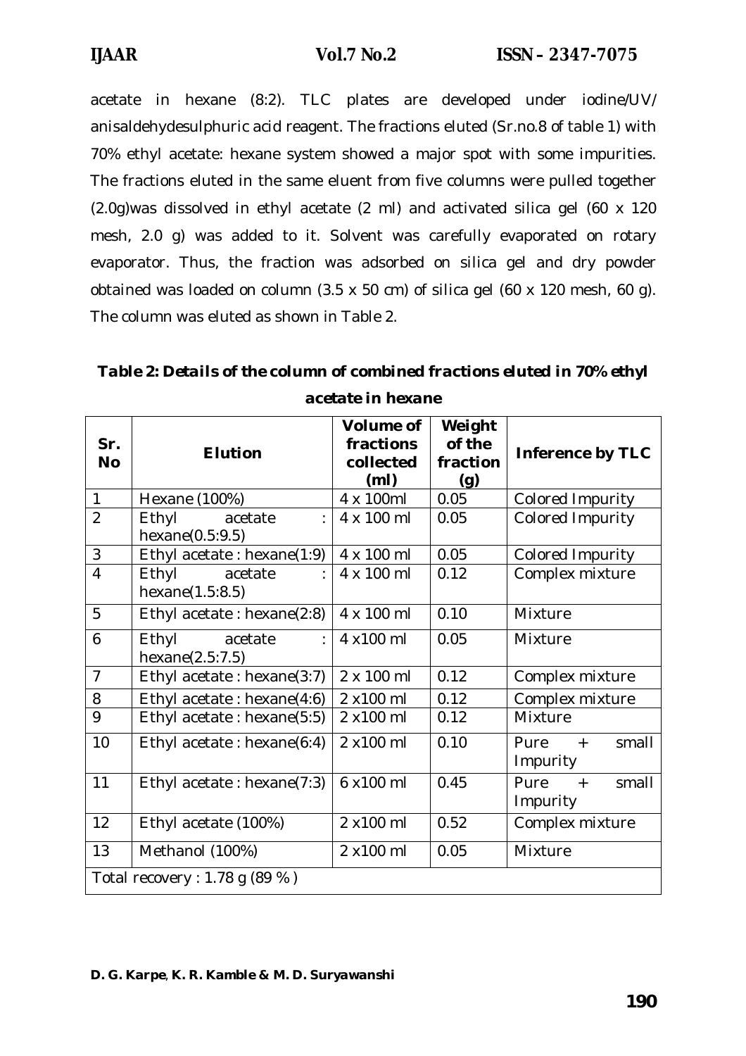acetate in hexane (8:2). TLC plates are developed under iodine/UV/ anisaldehydesulphuric acid reagent. The fractions eluted (Sr.no.8 of table 1) with 70% ethyl acetate: hexane system showed a major spot with some impurities. The fractions eluted in the same eluent from five columns were pulled together (2.0g)was dissolved in ethyl acetate (2 ml) and activated silica gel (60 x 120 mesh, 2.0 g) was added to it. Solvent was carefully evaporated on rotary evaporator. Thus, the fraction was adsorbed on silica gel and dry powder obtained was loaded on column (3.5 x 50 cm) of silica gel (60 x 120 mesh, 60 g). The column was eluted as shown in Table 2.

**Table 2: Details of the column of combined fractions eluted in 70% ethyl acetate in hexane**

| Sr. No | Elution | Volume of fractions collected (ml) | Weight of the fraction (g) | Inference by TLC |
|---|---|---|---|---|
| 1 | Hexane (100%) | 4 x 100ml | 0.05 | Colored Impurity |
| 2 | Ethyl acetate : hexane(0.5:9.5) | 4 x 100 ml | 0.05 | Colored Impurity |
| 3 | Ethyl acetate : hexane(1:9) | 4 x 100 ml | 0.05 | Colored Impurity |
| 4 | Ethyl acetate : hexane(1.5:8.5) | 4 x 100 ml | 0.12 | Complex mixture |
| 5 | Ethyl acetate : hexane(2:8) | 4 x 100 ml | 0.10 | Mixture |
| 6 | Ethyl acetate : hexane(2.5:7.5) | 4 x100 ml | 0.05 | Mixture |
| 7 | Ethyl acetate : hexane(3:7) | 2 x 100 ml | 0.12 | Complex mixture |
| 8 | Ethyl acetate : hexane(4:6) | 2 x100 ml | 0.12 | Complex mixture |
| 9 | Ethyl acetate : hexane(5:5) | 2 x100 ml | 0.12 | Mixture |
| 10 | Ethyl acetate : hexane(6:4) | 2 x100 ml | 0.10 | Pure + small Impurity |
| 11 | Ethyl acetate : hexane(7:3) | 6 x100 ml | 0.45 | Pure + small Impurity |
| 12 | Ethyl acetate (100%) | 2 x100 ml | 0.52 | Complex mixture |
| 13 | Methanol (100%) | 2 x100 ml | 0.05 | Mixture |
| Total recovery : 1.78 g (89 % ) | | | | |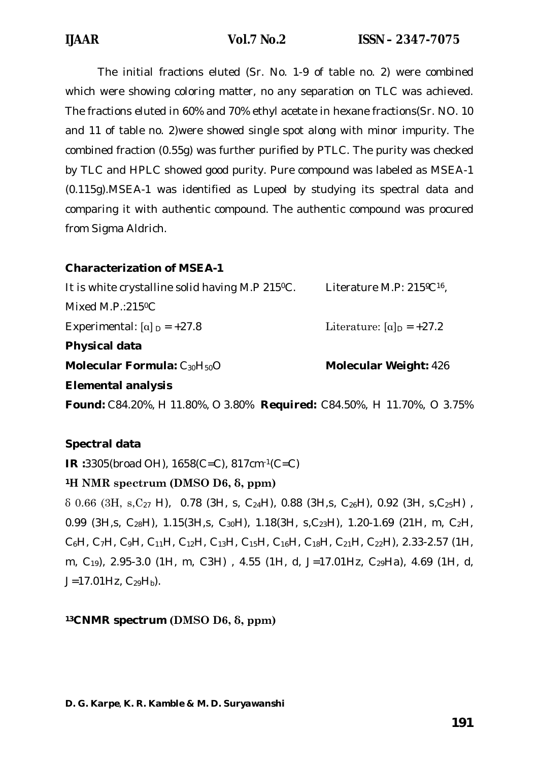The initial fractions eluted (Sr. No. 1-9 of table no. 2) were combined which were showing coloring matter, no any separation on TLC was achieved. The fractions eluted in 60% and 70% ethyl acetate in hexane fractions(Sr. NO. 10 and 11 of table no. 2)were showed single spot along with minor impurity. The combined fraction (0.55g) was further purified by PTLC. The purity was checked by TLC and HPLC showed good purity. Pure compound was labeled as MSEA-1 (0.115g).MSEA-1 was identified as Lupeol by studying its spectral data and comparing it with authentic compound. The authentic compound was procured from Sigma Aldrich.

**Characterization of MSEA-1**

It is white crystalline solid having M.P 215$^0$C. Literature M.P: 215$^0$C[16],

Mixed M.P.:215$^0$C

Experimental: $[\alpha]_D$ = +27.8 Literature: $[\alpha]_D$ = +27.2

**Physical data**

**Molecular Formula:** $C_{30}H_{50}O$ **Molecular Weight:** 426

**Elemental analysis**

**Found:** C84.20%, H 11.80%, O 3.80% **Required:** C84.50%, H 11.70%, O 3.75%

**Spectral data**

**IR :**3305(broad OH), 1658(C=C), 817cm$^{-1}$(C=C)

**$^1$H NMR spectrum (DMSO D6, δ, ppm)**

δ 0.66 (3H, s,$C_{27}$ H), 0.78 (3H, s, $C_{24}$H), 0.88 (3H,s, $C_{26}$H), 0.92 (3H, s,$C_{25}$H) , 0.99 (3H,s, $C_{28}$H), 1.15(3H,s, $C_{30}$H), 1.18(3H, s,$C_{23}$H), 1.20-1.69 (21H, m, $C_2$H, $C_6$H, $C_7$H, $C_9$H, $C_{11}$H, $C_{12}$H, $C_{13}$H, $C_{15}$H, $C_{16}$H, $C_{18}$H, $C_{21}$H, $C_{22}$H), 2.33-2.57 (1H, m, $C_{19}$), 2.95-3.0 (1H, m, C3H) , 4.55 (1H, d, J=17.01Hz, $C_{29}$Ha), 4.69 (1H, d, J=17.01Hz, $C_{29}H_b$).

**$^{13}$CNMR spectrum (DMSO D6, δ, ppm)**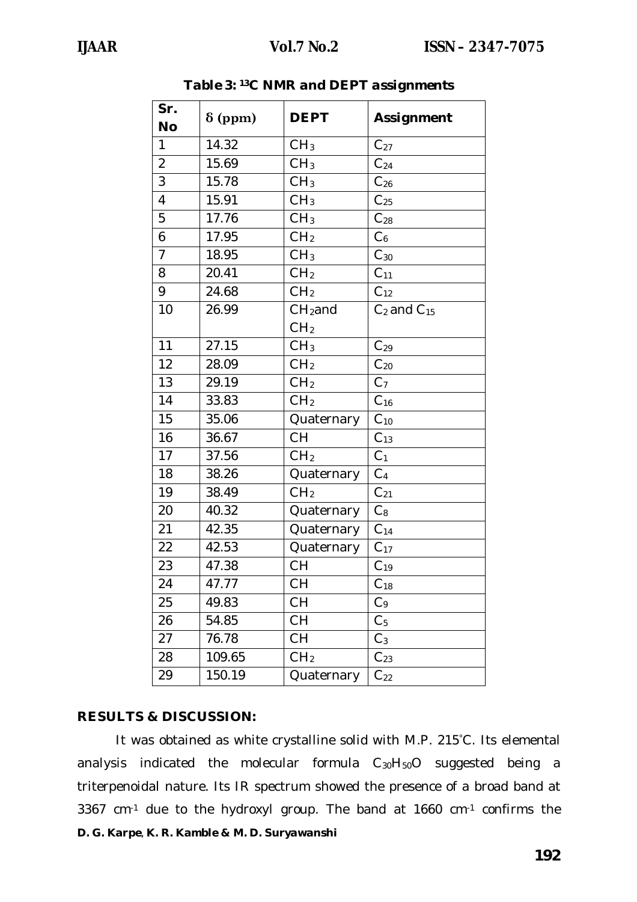**Table 3: $^{13}C$ NMR and DEPT assignments**

| Sr. No | δ (ppm) | DEPT | Assignment |
|---|---|---|---|
| 1 | 14.32 | $CH_3$ | $C_{27}$ |
| 2 | 15.69 | $CH_3$ | $C_{24}$ |
| 3 | 15.78 | $CH_3$ | $C_{26}$ |
| 4 | 15.91 | $CH_3$ | $C_{25}$ |
| 5 | 17.76 | $CH_3$ | $C_{28}$ |
| 6 | 17.95 | $CH_2$ | $C_6$ |
| 7 | 18.95 | $CH_3$ | $C_{30}$ |
| 8 | 20.41 | $CH_2$ | $C_{11}$ |
| 9 | 24.68 | $CH_2$ | $C_{12}$ |
| 10 | 26.99 | $CH_2$and $CH_2$ | $C_2$ and $C_{15}$ |
| 11 | 27.15 | $CH_3$ | $C_{29}$ |
| 12 | 28.09 | $CH_2$ | $C_{20}$ |
| 13 | 29.19 | $CH_2$ | $C_7$ |
| 14 | 33.83 | $CH_2$ | $C_{16}$ |
| 15 | 35.06 | Quaternary | $C_{10}$ |
| 16 | 36.67 | CH | $C_{13}$ |
| 17 | 37.56 | $CH_2$ | $C_1$ |
| 18 | 38.26 | Quaternary | $C_4$ |
| 19 | 38.49 | $CH_2$ | $C_{21}$ |
| 20 | 40.32 | Quaternary | $C_8$ |
| 21 | 42.35 | Quaternary | $C_{14}$ |
| 22 | 42.53 | Quaternary | $C_{17}$ |
| 23 | 47.38 | CH | $C_{19}$ |
| 24 | 47.77 | CH | $C_{18}$ |
| 25 | 49.83 | CH | $C_9$ |
| 26 | 54.85 | CH | $C_5$ |
| 27 | 76.78 | CH | $C_3$ |
| 28 | 109.65 | $CH_2$ | $C_{23}$ |
| 29 | 150.19 | Quaternary | $C_{22}$ |

**RESULTS & DISCUSSION:**

It was obtained as white crystalline solid with M.P. 215°C. Its elemental analysis indicated the molecular formula $C_{30}H_{50}O$ suggested being a triterpenoidal nature. Its IR spectrum showed the presence of a broad band at 3367 $cm^{-1}$ due to the hydroxyl group. The band at 1660 $cm^{-1}$ confirms the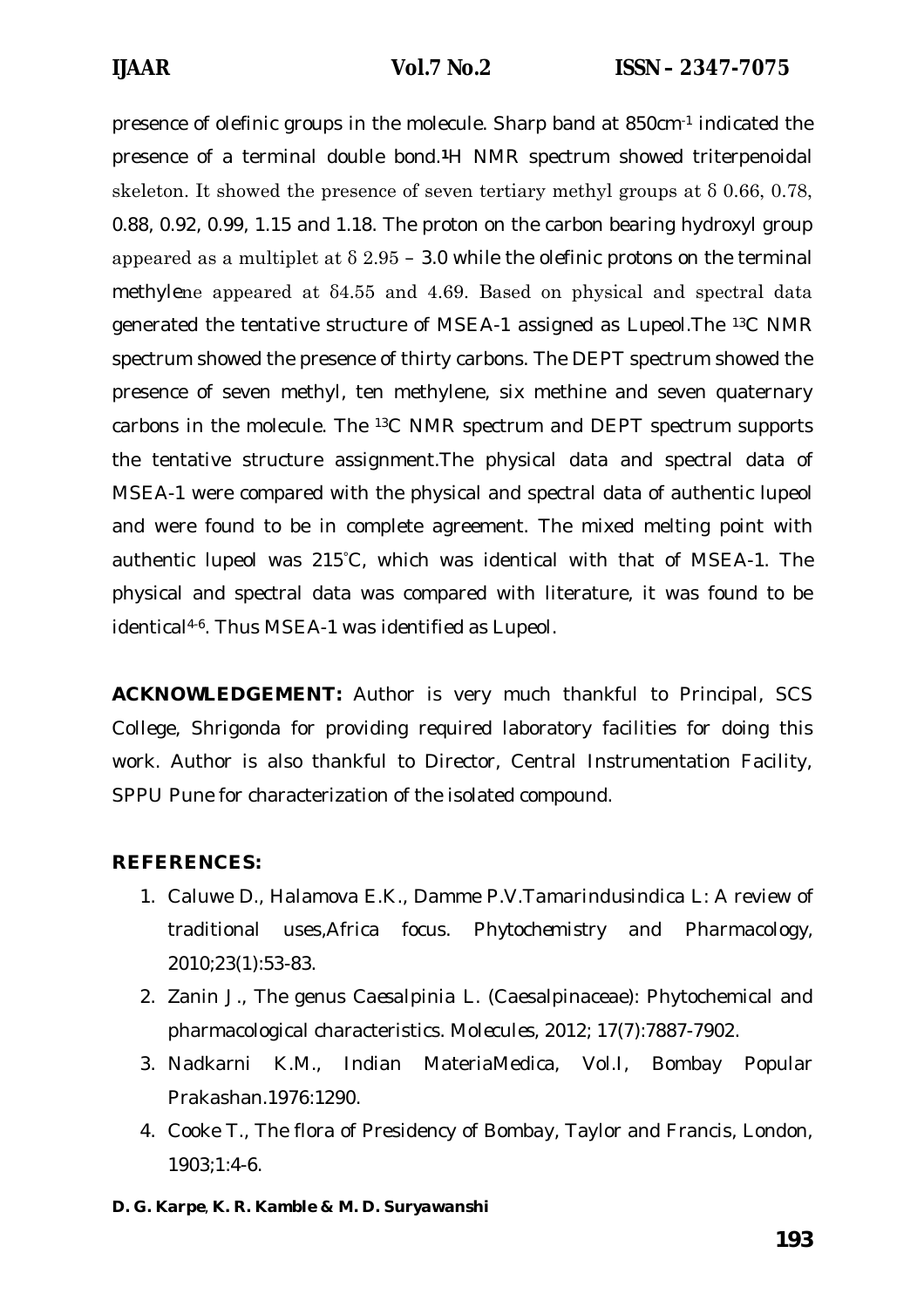presence of olefinic groups in the molecule. Sharp band at 850cm$^{-1}$ indicated the presence of a terminal double bond.$^{1}$H NMR spectrum showed triterpenoidal skeleton. It showed the presence of seven tertiary methyl groups at δ 0.66, 0.78, 0.88, 0.92, 0.99, 1.15 and 1.18. The proton on the carbon bearing hydroxyl group appeared as a multiplet at δ 2.95 – 3.0 while the olefinic protons on the terminal methylene appeared at δ4.55 and 4.69. Based on physical and spectral data generated the tentative structure of MSEA-1 assigned as Lupeol.The $^{13}$C NMR spectrum showed the presence of thirty carbons. The DEPT spectrum showed the presence of seven methyl, ten methylene, six methine and seven quaternary carbons in the molecule. The $^{13}$C NMR spectrum and DEPT spectrum supports the tentative structure assignment.The physical data and spectral data of MSEA-1 were compared with the physical and spectral data of authentic lupeol and were found to be in complete agreement. The mixed melting point with authentic lupeol was 215°C, which was identical with that of MSEA-1. The physical and spectral data was compared with literature, it was found to be identical[4-6]. Thus MSEA-1 was identified as Lupeol.

**ACKNOWLEDGEMENT:** Author is very much thankful to Principal, SCS College, Shrigonda for providing required laboratory facilities for doing this work. Author is also thankful to Director, Central Instrumentation Facility, SPPU Pune for characterization of the isolated compound.

## REFERENCES:

1. Caluwe D., Halamova E.K., Damme P.V.Tamarindusindica L: A review of traditional uses,Africa focus. Phytochemistry and Pharmacology, 2010;23(1):53-83.
2. Zanin J., The genus Caesalpinia L. (Caesalpinaceae): Phytochemical and pharmacological characteristics. Molecules, 2012; 17(7):7887-7902.
3. Nadkarni K.M., Indian MateriaMedica, Vol.I, Bombay Popular Prakashan.1976:1290.
4. Cooke T., The flora of Presidency of Bombay, Taylor and Francis, London, 1903;1:4-6.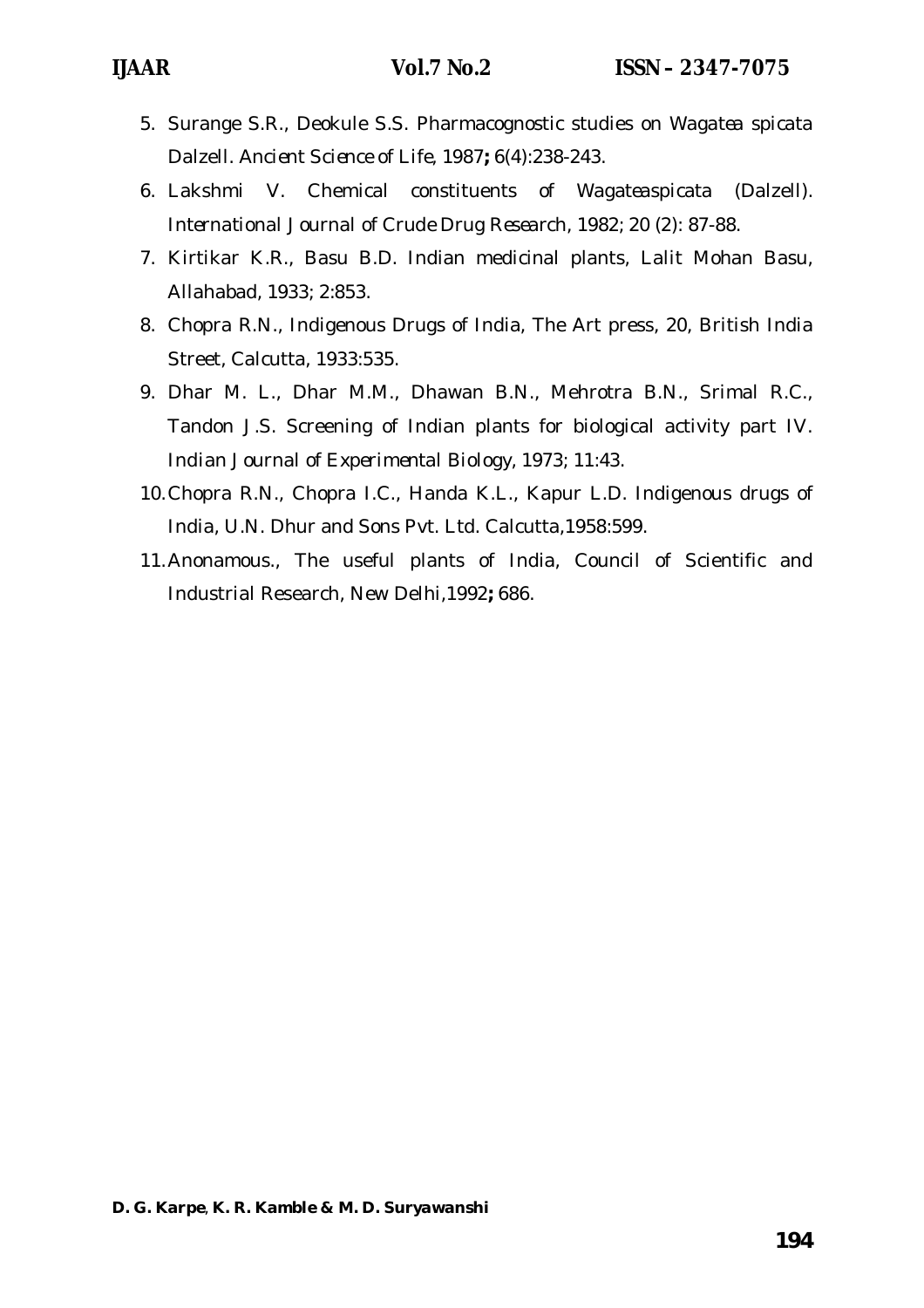5. Surange S.R., Deokule S.S. Pharmacognostic studies on Wagatea spicata Dalzell. *Ancient Science of Life*, 1987**;** 6(4):238-243.
6. Lakshmi V. Chemical constituents of Wagateaspicata (Dalzell). *International Journal of Crude Drug Research*, 1982; 20 (2): 87-88.
7. Kirtikar K.R., Basu B.D. Indian medicinal plants, Lalit Mohan Basu, Allahabad, 1933; 2:853.
8. Chopra R.N., Indigenous Drugs of India, The Art press, 20, British India Street, Calcutta, 1933:535.
9. Dhar M. L., Dhar M.M., Dhawan B.N., Mehrotra B.N., Srimal R.C., Tandon J.S. Screening of Indian plants for biological activity part IV. *Indian Journal of Experimental Biology*, 1973; 11:43.
10. Chopra R.N., Chopra I.C., Handa K.L., Kapur L.D. Indigenous drugs of India, U.N. Dhur and Sons Pvt. Ltd. Calcutta,1958:599.
11. Anonamous., The useful plants of India, Council of Scientific and Industrial Research, New Delhi,1992**;** 686.